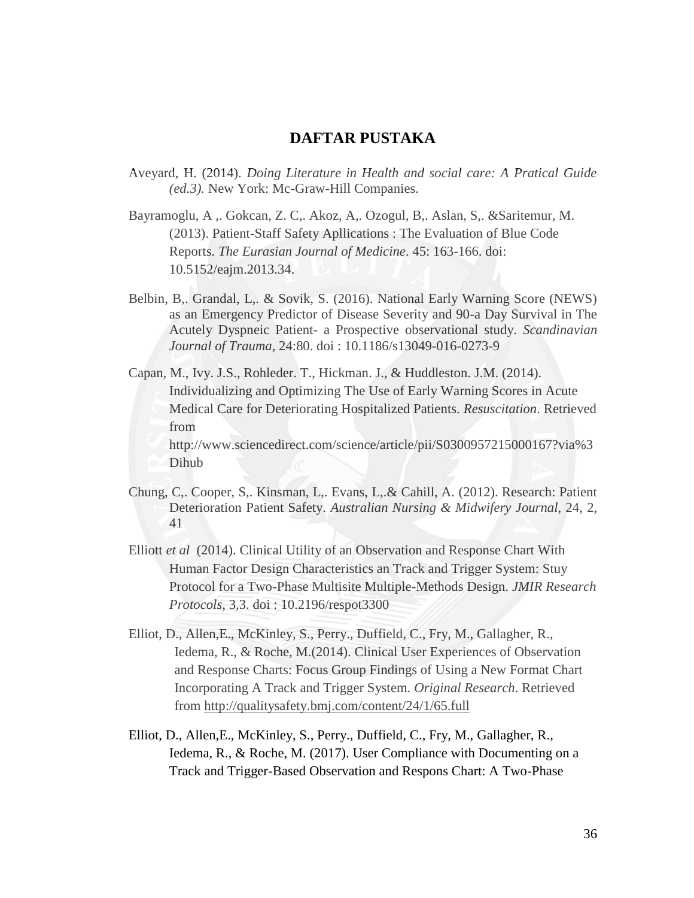# DAFTAR PUSTAKA

Aveyard, H. (2014). *Doing Literature in Health and social care: A Pratical Guide (ed.3).* New York: Mc-Graw-Hill Companies.

Bayramoglu, A ,. Gokcan, Z. C,. Akoz, A,. Ozogul, B,. Aslan, S,. &Saritemur, M. (2013). Patient-Staff Safety Apllications : The Evaluation of Blue Code Reports. *The Eurasian Journal of Medicine*. 45: 163-166. doi: 10.5152/eajm.2013.34.

Belbin, B,. Grandal, L,. & Sovik, S. (2016). National Early Warning Score (NEWS) as an Emergency Predictor of Disease Severity and 90-a Day Survival in The Acutely Dyspneic Patient- a Prospective observational study. *Scandinavian Journal of Trauma,* 24:80. doi : 10.1186/s13049-016-0273-9

Capan, M., Ivy. J.S., Rohleder. T., Hickman. J., & Huddleston. J.M. (2014). Individualizing and Optimizing The Use of Early Warning Scores in Acute Medical Care for Deteriorating Hospitalized Patients. *Resuscitation*. Retrieved from http://www.sciencedirect.com/science/article/pii/S0300957215000167?via%3Dihub

Chung, C,. Cooper, S,. Kinsman, L,. Evans, L,.& Cahill, A. (2012). Research: Patient Deterioration Patient Safety. *Australian Nursing & Midwifery Journal*, 24, 2, 41

Elliott *et al* (2014). Clinical Utility of an Observation and Response Chart With Human Factor Design Characteristics an Track and Trigger System: Stuy Protocol for a Two-Phase Multisite Multiple-Methods Design. *JMIR Research Protocols*, 3,3. doi : 10.2196/respot3300

Elliot, D., Allen,E., McKinley, S., Perry., Duffield, C., Fry, M., Gallagher, R., Iedema, R., & Roche, M.(2014). Clinical User Experiences of Observation and Response Charts: Focus Group Findings of Using a New Format Chart Incorporating A Track and Trigger System. *Original Research*. Retrieved from http://qualitysafety.bmj.com/content/24/1/65.full

Elliot, D., Allen,E., McKinley, S., Perry., Duffield, C., Fry, M., Gallagher, R., Iedema, R., & Roche, M. (2017). User Compliance with Documenting on a Track and Trigger-Based Observation and Respons Chart: A Two-Phase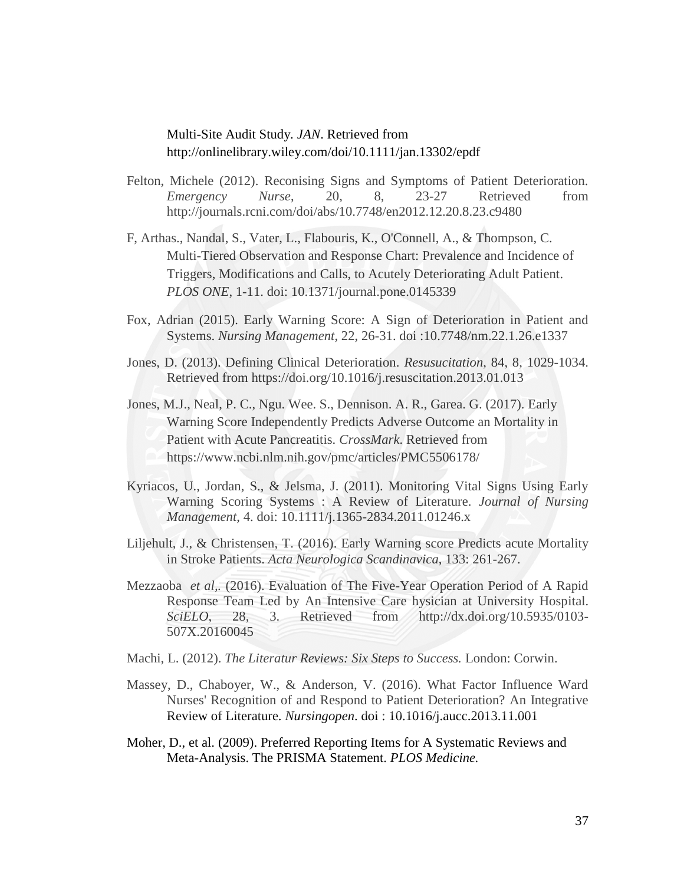Multi-Site Audit Study. *JAN*. Retrieved from http://onlinelibrary.wiley.com/doi/10.1111/jan.13302/epdf

Felton, Michele (2012). Reconising Signs and Symptoms of Patient Deterioration. *Emergency Nurse*, 20, 8, 23-27 Retrieved from http://journals.rcni.com/doi/abs/10.7748/en2012.12.20.8.23.c9480

F, Arthas., Nandal, S., Vater, L., Flabouris, K., O'Connell, A., & Thompson, C. Multi-Tiered Observation and Response Chart: Prevalence and Incidence of Triggers, Modifications and Calls, to Acutely Deteriorating Adult Patient. *PLOS ONE*, 1-11. doi: 10.1371/journal.pone.0145339

Fox, Adrian (2015). Early Warning Score: A Sign of Deterioration in Patient and Systems. *Nursing Management*, 22, 26-31. doi :10.7748/nm.22.1.26.e1337

Jones, D. (2013). Defining Clinical Deterioration. *Resuscitation*, 84, 8, 1029-1034. Retrieved from https://doi.org/10.1016/j.resuscitation.2013.01.013

Jones, M.J., Neal, P. C., Ngu. Wee. S., Dennison. A. R., Garea. G. (2017). Early Warning Score Independently Predicts Adverse Outcome an Mortality in Patient with Acute Pancreatitis. *CrossMark*. Retrieved from https://www.ncbi.nlm.nih.gov/pmc/articles/PMC5506178/

Kyriacos, U., Jordan, S., & Jelsma, J. (2011). Monitoring Vital Signs Using Early Warning Scoring Systems : A Review of Literature. *Journal of Nursing Management*, 4. doi: 10.1111/j.1365-2834.2011.01246.x

Liljehult, J., & Christensen, T. (2016). Early Warning score Predicts acute Mortality in Stroke Patients. *Acta Neurologica Scandinavica*, 133: 261-267.

Mezzaoba *et al*,. (2016). Evaluation of The Five-Year Operation Period of A Rapid Response Team Led by An Intensive Care hysician at University Hospital. *SciELO*, 28, 3. Retrieved from http://dx.doi.org/10.5935/0103-507X.20160045

Machi, L. (2012). *The Literatur Reviews: Six Steps to Success.* London: Corwin.

Massey, D., Chaboyer, W., & Anderson, V. (2016). What Factor Influence Ward Nurses' Recognition of and Respond to Patient Deterioration? An Integrative Review of Literature. *Nursingopen*. doi : 10.1016/j.aucc.2013.11.001

Moher, D., et al. (2009). Preferred Reporting Items for A Systematic Reviews and Meta-Analysis. The PRISMA Statement. *PLOS Medicine.*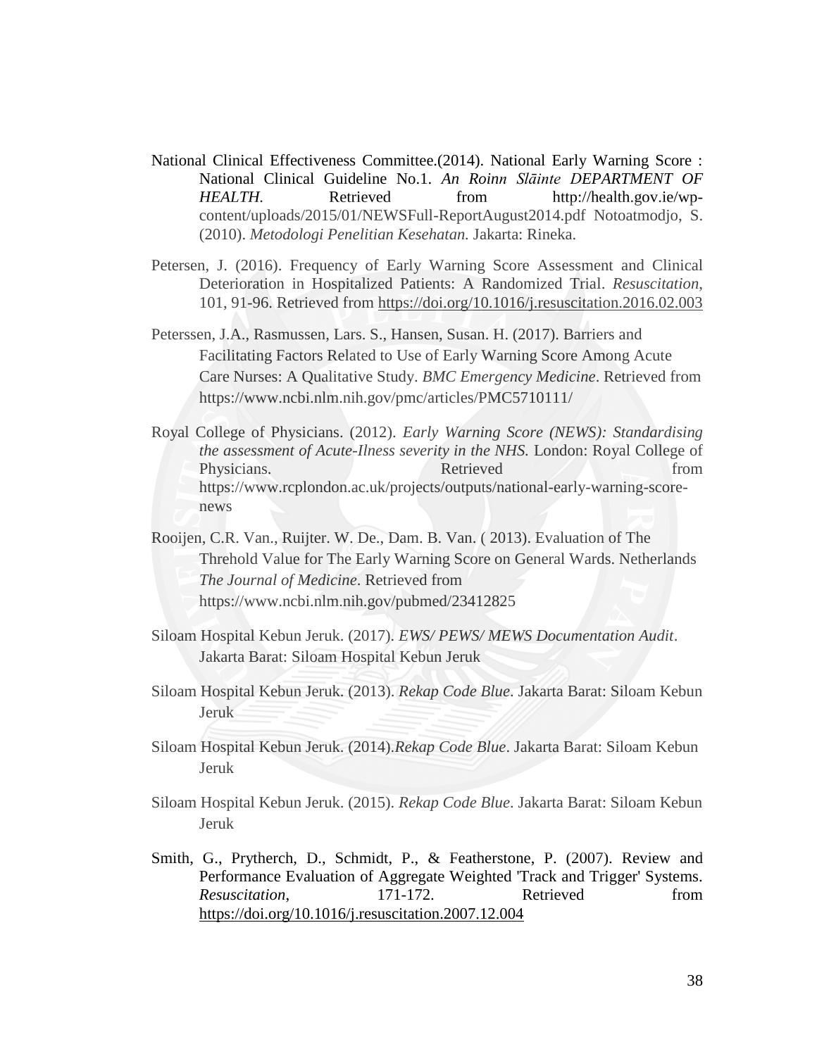National Clinical Effectiveness Committee.(2014). National Early Warning Score : National Clinical Guideline No.1. *An Roinn Slāinte DEPARTMENT OF HEALTH*. Retrieved from http://health.gov.ie/wp-content/uploads/2015/01/NEWSFull-ReportAugust2014.pdf Notoatmodjo, S. (2010). *Metodologi Penelitian Kesehatan.* Jakarta: Rineka.

Petersen, J. (2016). Frequency of Early Warning Score Assessment and Clinical Deterioration in Hospitalized Patients: A Randomized Trial. *Resuscitation*, 101, 91-96. Retrieved from https://doi.org/10.1016/j.resuscitation.2016.02.003

Peterssen, J.A., Rasmussen, Lars. S., Hansen, Susan. H. (2017). Barriers and Facilitating Factors Related to Use of Early Warning Score Among Acute Care Nurses: A Qualitative Study. *BMC Emergency Medicine*. Retrieved from https://www.ncbi.nlm.nih.gov/pmc/articles/PMC5710111/

Royal College of Physicians. (2012). *Early Warning Score (NEWS): Standardising the assessment of Acute-Ilness severity in the NHS.* London: Royal College of Physicians. Retrieved from https://www.rcplondon.ac.uk/projects/outputs/national-early-warning-score-news

Rooijen, C.R. Van., Ruijter. W. De., Dam. B. Van. ( 2013). Evaluation of The Threhold Value for The Early Warning Score on General Wards. Netherlands *The Journal of Medicine*. Retrieved from https://www.ncbi.nlm.nih.gov/pubmed/23412825

Siloam Hospital Kebun Jeruk. (2017). *EWS/ PEWS/ MEWS Documentation Audit*. Jakarta Barat: Siloam Hospital Kebun Jeruk

Siloam Hospital Kebun Jeruk. (2013). *Rekap Code Blue*. Jakarta Barat: Siloam Kebun Jeruk

Siloam Hospital Kebun Jeruk. (2014).*Rekap Code Blue*. Jakarta Barat: Siloam Kebun Jeruk

Siloam Hospital Kebun Jeruk. (2015). *Rekap Code Blue*. Jakarta Barat: Siloam Kebun Jeruk

Smith, G., Prytherch, D., Schmidt, P., & Featherstone, P. (2007). Review and Performance Evaluation of Aggregate Weighted 'Track and Trigger' Systems. *Resuscitation*, 171-172. Retrieved from https://doi.org/10.1016/j.resuscitation.2007.12.004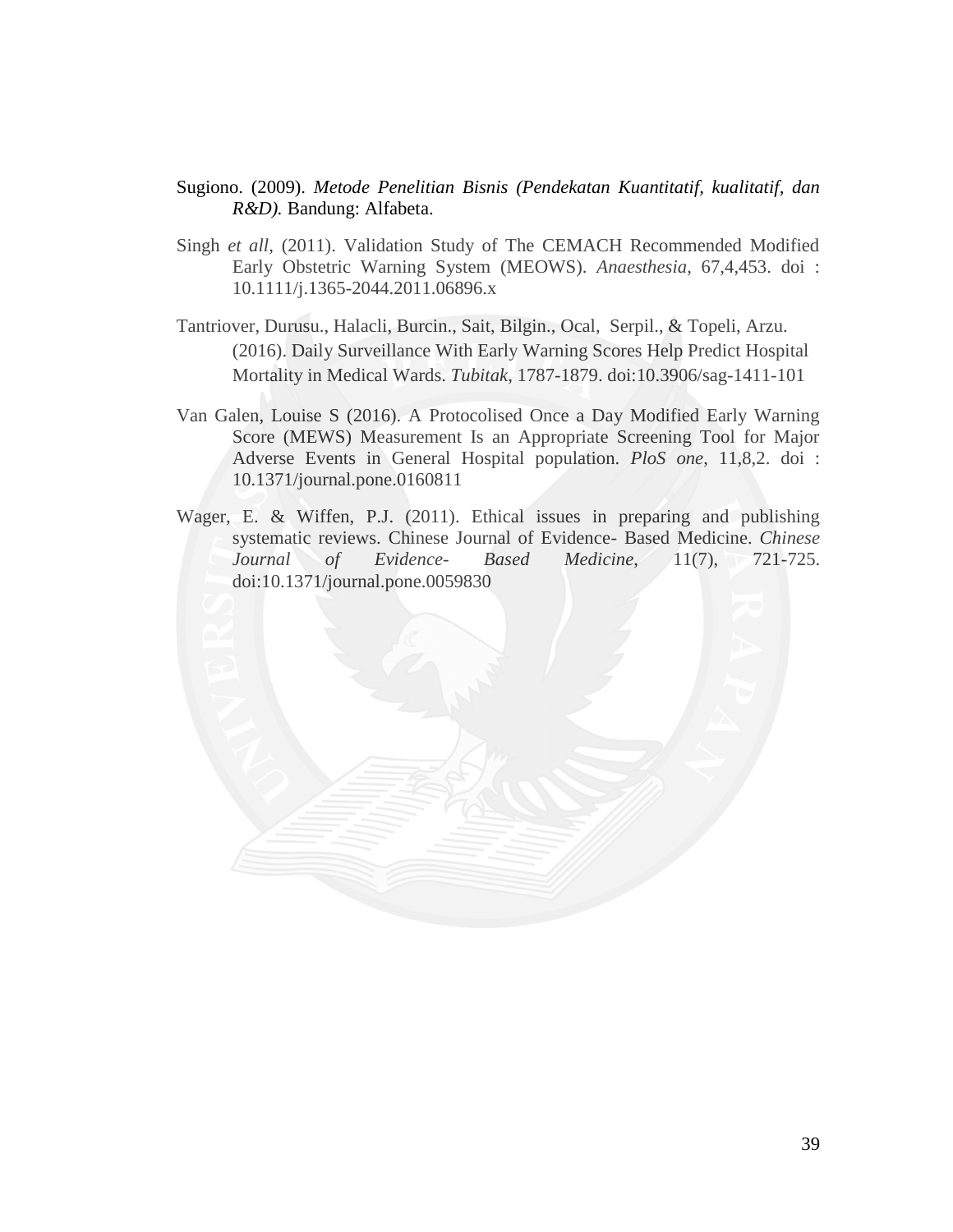Sugiono. (2009). *Metode Penelitian Bisnis (Pendekatan Kuantitatif, kualitatif, dan R&D).* Bandung: Alfabeta.

Singh *et all*, (2011). Validation Study of The CEMACH Recommended Modified Early Obstetric Warning System (MEOWS). *Anaesthesia*, 67,4,453. doi : 10.1111/j.1365-2044.2011.06896.x

Tantriover, Durusu., Halacli, Burcin., Sait, Bilgin., Ocal, Serpil., & Topeli, Arzu. (2016). Daily Surveillance With Early Warning Scores Help Predict Hospital Mortality in Medical Wards. *Tubitak*, 1787-1879. doi:10.3906/sag-1411-101

Van Galen, Louise S (2016). A Protocolised Once a Day Modified Early Warning Score (MEWS) Measurement Is an Appropriate Screening Tool for Major Adverse Events in General Hospital population. *PloS one*, 11,8,2. doi : 10.1371/journal.pone.0160811

Wager, E. & Wiffen, P.J. (2011). Ethical issues in preparing and publishing systematic reviews. Chinese Journal of Evidence- Based Medicine. *Chinese Journal of Evidence- Based Medicine*, 11(7), 721-725. doi:10.1371/journal.pone.0059830